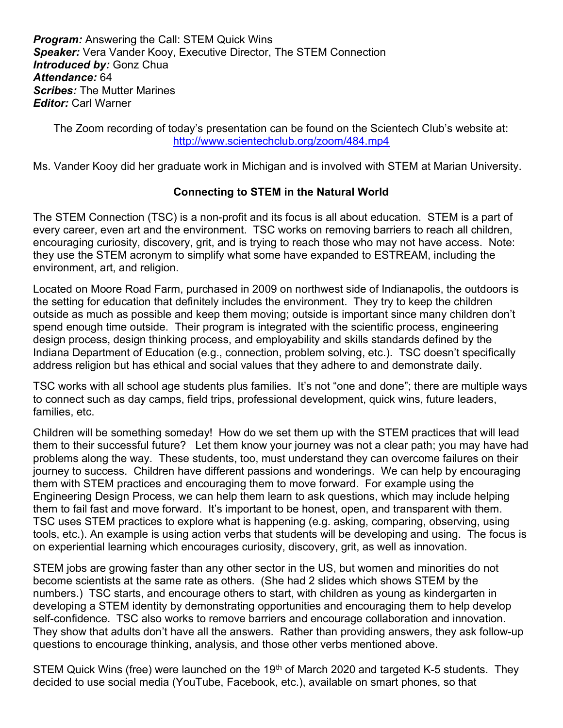***Program:*** Answering the Call: STEM Quick Wins
***Speaker:*** Vera Vander Kooy, Executive Director, The STEM Connection
***Introduced by:*** Gonz Chua
***Attendance:*** 64
***Scribes:*** The Mutter Marines
***Editor:*** Carl Warner

The Zoom recording of today's presentation can be found on the Scientech Club's website at: [http://www.scientechclub.org/zoom/484.mp4](http://www.scientechclub.org/zoom/484.mp4)

Ms. Vander Kooy did her graduate work in Michigan and is involved with STEM at Marian University.

**Connecting to STEM in the Natural World**

The STEM Connection (TSC) is a non-profit and its focus is all about education. STEM is a part of every career, even art and the environment. TSC works on removing barriers to reach all children, encouraging curiosity, discovery, grit, and is trying to reach those who may not have access. Note: they use the STEM acronym to simplify what some have expanded to ESTREAM, including the environment, art, and religion.

Located on Moore Road Farm, purchased in 2009 on northwest side of Indianapolis, the outdoors is the setting for education that definitely includes the environment. They try to keep the children outside as much as possible and keep them moving; outside is important since many children don't spend enough time outside. Their program is integrated with the scientific process, engineering design process, design thinking process, and employability and skills standards defined by the Indiana Department of Education (e.g., connection, problem solving, etc.). TSC doesn't specifically address religion but has ethical and social values that they adhere to and demonstrate daily.

TSC works with all school age students plus families. It's not "one and done"; there are multiple ways to connect such as day camps, field trips, professional development, quick wins, future leaders, families, etc.

Children will be something someday! How do we set them up with the STEM practices that will lead them to their successful future? Let them know your journey was not a clear path; you may have had problems along the way. These students, too, must understand they can overcome failures on their journey to success. Children have different passions and wonderings. We can help by encouraging them with STEM practices and encouraging them to move forward. For example using the Engineering Design Process, we can help them learn to ask questions, which may include helping them to fail fast and move forward. It's important to be honest, open, and transparent with them. TSC uses STEM practices to explore what is happening (e.g. asking, comparing, observing, using tools, etc.). An example is using action verbs that students will be developing and using. The focus is on experiential learning which encourages curiosity, discovery, grit, as well as innovation.

STEM jobs are growing faster than any other sector in the US, but women and minorities do not become scientists at the same rate as others. (She had 2 slides which shows STEM by the numbers.) TSC starts, and encourage others to start, with children as young as kindergarten in developing a STEM identity by demonstrating opportunities and encouraging them to help develop self-confidence. TSC also works to remove barriers and encourage collaboration and innovation. They show that adults don't have all the answers. Rather than providing answers, they ask follow-up questions to encourage thinking, analysis, and those other verbs mentioned above.

STEM Quick Wins (free) were launched on the 19th of March 2020 and targeted K-5 students. They decided to use social media (YouTube, Facebook, etc.), available on smart phones, so that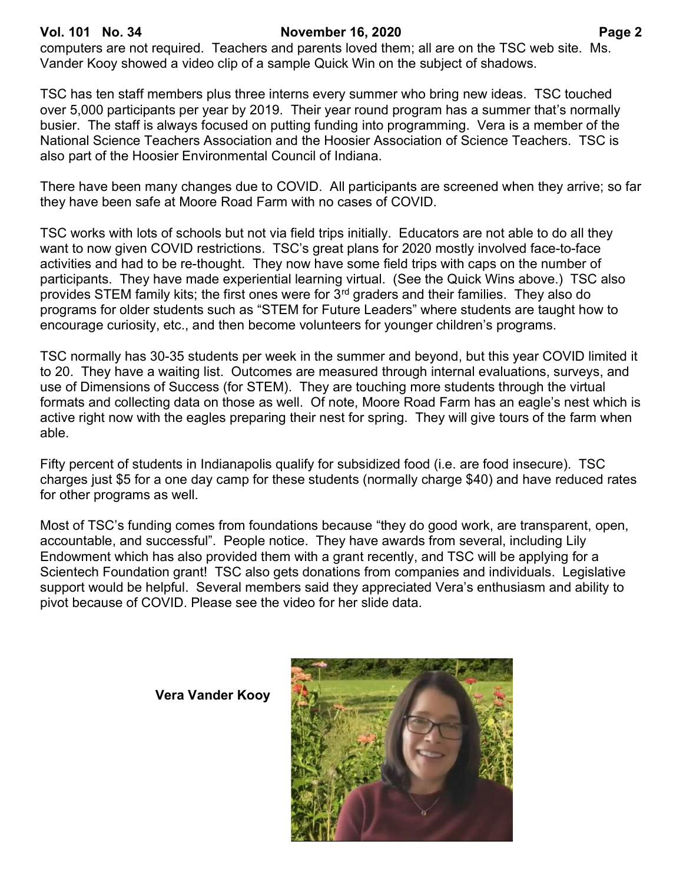computers are not required. Teachers and parents loved them; all are on the TSC web site. Ms. Vander Kooy showed a video clip of a sample Quick Win on the subject of shadows.

TSC has ten staff members plus three interns every summer who bring new ideas. TSC touched over 5,000 participants per year by 2019. Their year round program has a summer that's normally busier. The staff is always focused on putting funding into programming. Vera is a member of the National Science Teachers Association and the Hoosier Association of Science Teachers. TSC is also part of the Hoosier Environmental Council of Indiana.

There have been many changes due to COVID. All participants are screened when they arrive; so far they have been safe at Moore Road Farm with no cases of COVID.

TSC works with lots of schools but not via field trips initially. Educators are not able to do all they want to now given COVID restrictions. TSC's great plans for 2020 mostly involved face-to-face activities and had to be re-thought. They now have some field trips with caps on the number of participants. They have made experiential learning virtual. (See the Quick Wins above.) TSC also provides STEM family kits; the first ones were for 3rd graders and their families. They also do programs for older students such as "STEM for Future Leaders" where students are taught how to encourage curiosity, etc., and then become volunteers for younger children's programs.

TSC normally has 30-35 students per week in the summer and beyond, but this year COVID limited it to 20. They have a waiting list. Outcomes are measured through internal evaluations, surveys, and use of Dimensions of Success (for STEM). They are touching more students through the virtual formats and collecting data on those as well. Of note, Moore Road Farm has an eagle's nest which is active right now with the eagles preparing their nest for spring. They will give tours of the farm when able.

Fifty percent of students in Indianapolis qualify for subsidized food (i.e. are food insecure). TSC charges just $5 for a one day camp for these students (normally charge $40) and have reduced rates for other programs as well.

Most of TSC's funding comes from foundations because "they do good work, are transparent, open, accountable, and successful". People notice. They have awards from several, including Lily Endowment which has also provided them with a grant recently, and TSC will be applying for a Scientech Foundation grant! TSC also gets donations from companies and individuals. Legislative support would be helpful. Several members said they appreciated Vera's enthusiasm and ability to pivot because of COVID. Please see the video for her slide data.

**Vera Vander Kooy**